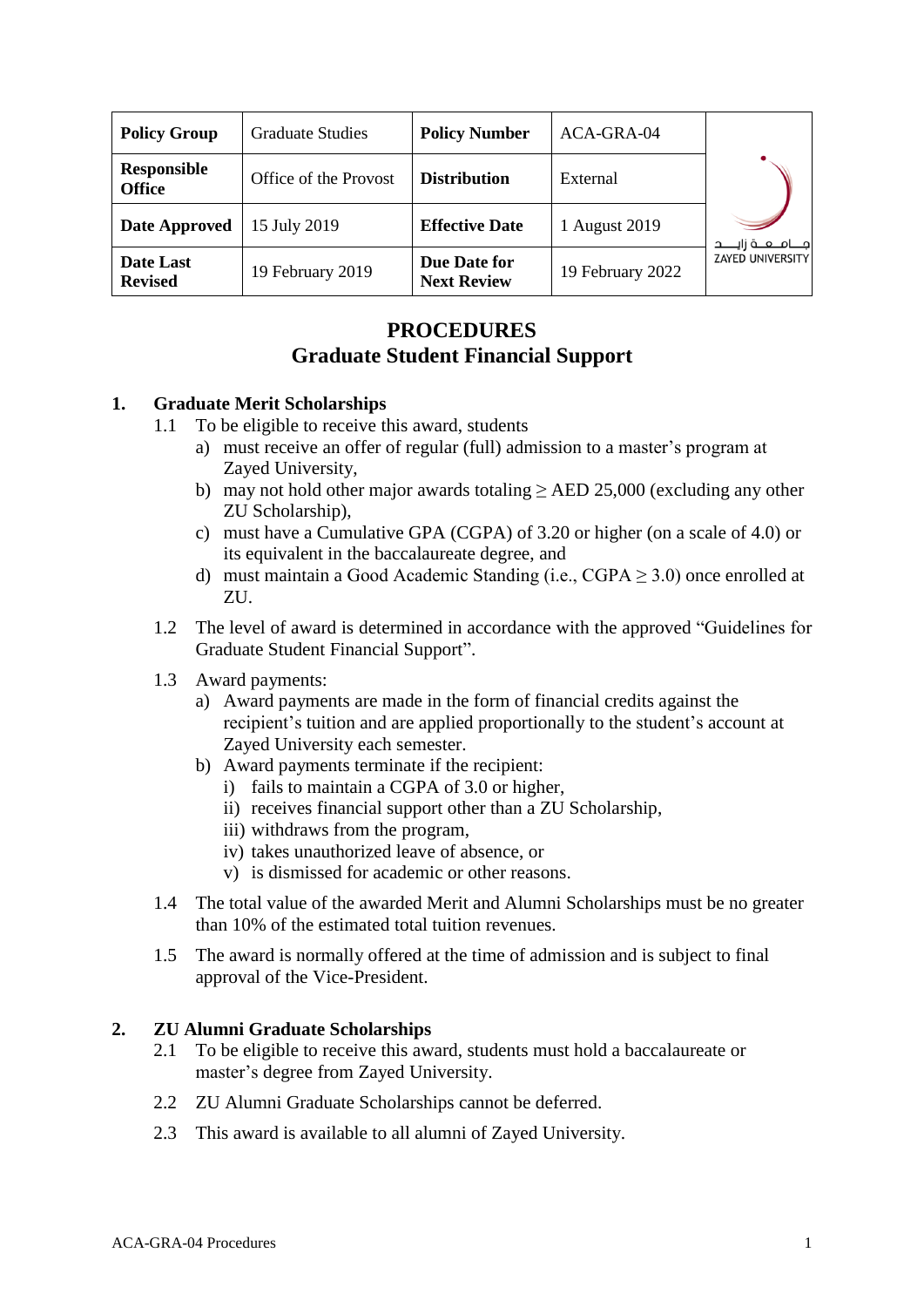| Policy Group | Graduate Studies | Policy Number | ACA-GRA-04 | جامعة زايد ZAYED UNIVERSITY |
|---|---|---|---|---|
| Responsible Office | Office of the Provost | Distribution | External | |
| Date Approved | 15 July 2019 | Effective Date | 1 August 2019 | |
| Date Last Revised | 19 February 2019 | Due Date for Next Review | 19 February 2022 | |

# PROCEDURES
# Graduate Student Financial Support

## 1. Graduate Merit Scholarships

1.1 To be eligible to receive this award, students

- a) must receive an offer of regular (full) admission to a master's program at Zayed University,
- b) may not hold other major awards totaling ≥ AED 25,000 (excluding any other ZU Scholarship),
- c) must have a Cumulative GPA (CGPA) of 3.20 or higher (on a scale of 4.0) or its equivalent in the baccalaureate degree, and
- d) must maintain a Good Academic Standing (i.e., CGPA ≥ 3.0) once enrolled at ZU.

1.2 The level of award is determined in accordance with the approved "Guidelines for Graduate Student Financial Support".

1.3 Award payments:

- a) Award payments are made in the form of financial credits against the recipient's tuition and are applied proportionally to the student's account at Zayed University each semester.
- b) Award payments terminate if the recipient:
  - i) fails to maintain a CGPA of 3.0 or higher,
  - ii) receives financial support other than a ZU Scholarship,
  - iii) withdraws from the program,
  - iv) takes unauthorized leave of absence, or
  - v) is dismissed for academic or other reasons.

1.4 The total value of the awarded Merit and Alumni Scholarships must be no greater than 10% of the estimated total tuition revenues.

1.5 The award is normally offered at the time of admission and is subject to final approval of the Vice-President.

## 2. ZU Alumni Graduate Scholarships

2.1 To be eligible to receive this award, students must hold a baccalaureate or master's degree from Zayed University.

2.2 ZU Alumni Graduate Scholarships cannot be deferred.

2.3 This award is available to all alumni of Zayed University.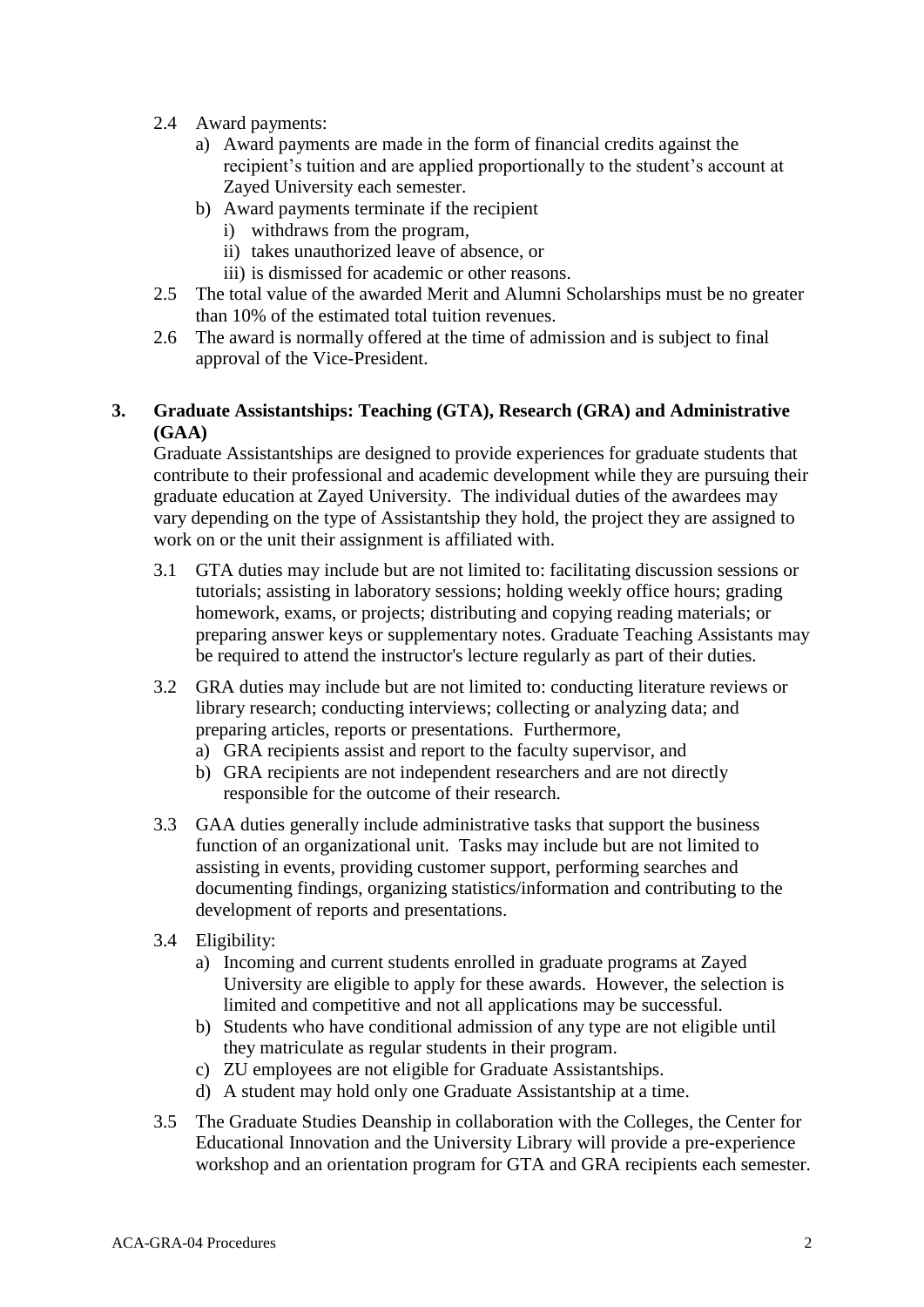2.4 Award payments:

a) Award payments are made in the form of financial credits against the recipient's tuition and are applied proportionally to the student's account at Zayed University each semester.

b) Award payments terminate if the recipient

   i) withdraws from the program,

   ii) takes unauthorized leave of absence, or

   iii) is dismissed for academic or other reasons.

2.5 The total value of the awarded Merit and Alumni Scholarships must be no greater than 10% of the estimated total tuition revenues.

2.6 The award is normally offered at the time of admission and is subject to final approval of the Vice-President.

## 3. Graduate Assistantships: Teaching (GTA), Research (GRA) and Administrative (GAA)

Graduate Assistantships are designed to provide experiences for graduate students that contribute to their professional and academic development while they are pursuing their graduate education at Zayed University. The individual duties of the awardees may vary depending on the type of Assistantship they hold, the project they are assigned to work on or the unit their assignment is affiliated with.

3.1 GTA duties may include but are not limited to: facilitating discussion sessions or tutorials; assisting in laboratory sessions; holding weekly office hours; grading homework, exams, or projects; distributing and copying reading materials; or preparing answer keys or supplementary notes. Graduate Teaching Assistants may be required to attend the instructor's lecture regularly as part of their duties.

3.2 GRA duties may include but are not limited to: conducting literature reviews or library research; conducting interviews; collecting or analyzing data; and preparing articles, reports or presentations. Furthermore,

a) GRA recipients assist and report to the faculty supervisor, and

b) GRA recipients are not independent researchers and are not directly responsible for the outcome of their research.

3.3 GAA duties generally include administrative tasks that support the business function of an organizational unit. Tasks may include but are not limited to assisting in events, providing customer support, performing searches and documenting findings, organizing statistics/information and contributing to the development of reports and presentations.

3.4 Eligibility:

a) Incoming and current students enrolled in graduate programs at Zayed University are eligible to apply for these awards. However, the selection is limited and competitive and not all applications may be successful.

b) Students who have conditional admission of any type are not eligible until they matriculate as regular students in their program.

c) ZU employees are not eligible for Graduate Assistantships.

d) A student may hold only one Graduate Assistantship at a time.

3.5 The Graduate Studies Deanship in collaboration with the Colleges, the Center for Educational Innovation and the University Library will provide a pre-experience workshop and an orientation program for GTA and GRA recipients each semester.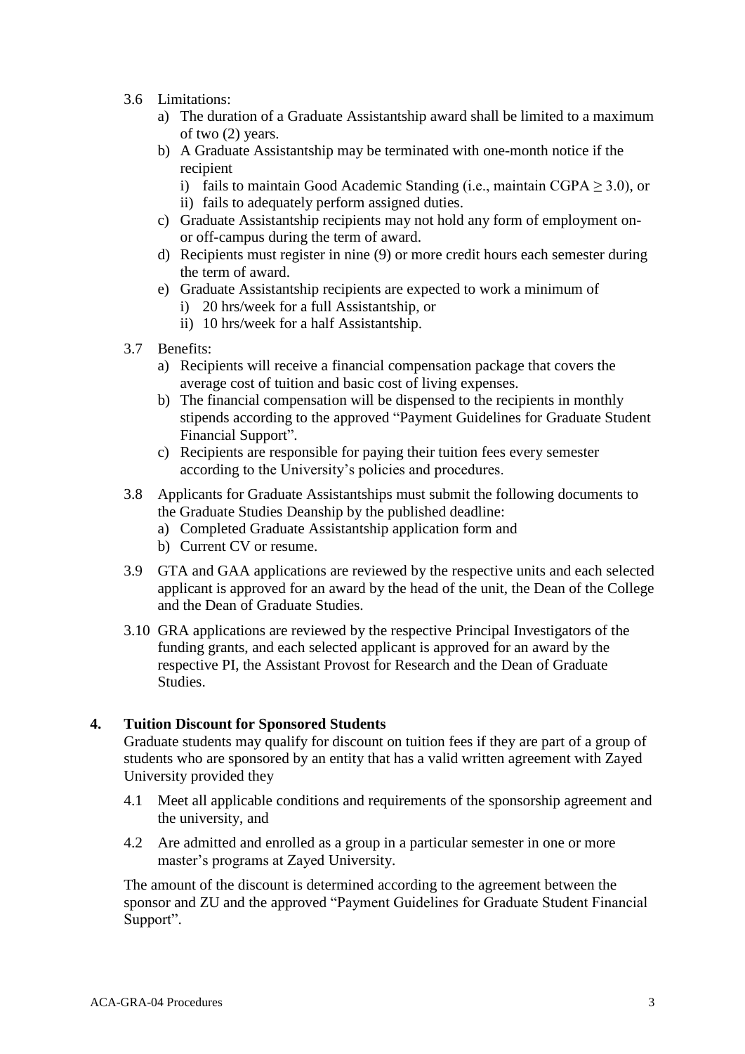3.6 Limitations:

a) The duration of a Graduate Assistantship award shall be limited to a maximum of two (2) years.

b) A Graduate Assistantship may be terminated with one-month notice if the recipient

i) fails to maintain Good Academic Standing (i.e., maintain CGPA $\geq 3.0$), or

ii) fails to adequately perform assigned duties.

c) Graduate Assistantship recipients may not hold any form of employment on- or off-campus during the term of award.

d) Recipients must register in nine (9) or more credit hours each semester during the term of award.

e) Graduate Assistantship recipients are expected to work a minimum of

i) 20 hrs/week for a full Assistantship, or

ii) 10 hrs/week for a half Assistantship.

3.7 Benefits:

a) Recipients will receive a financial compensation package that covers the average cost of tuition and basic cost of living expenses.

b) The financial compensation will be dispensed to the recipients in monthly stipends according to the approved "Payment Guidelines for Graduate Student Financial Support".

c) Recipients are responsible for paying their tuition fees every semester according to the University's policies and procedures.

3.8 Applicants for Graduate Assistantships must submit the following documents to the Graduate Studies Deanship by the published deadline:

a) Completed Graduate Assistantship application form and

b) Current CV or resume.

3.9 GTA and GAA applications are reviewed by the respective units and each selected applicant is approved for an award by the head of the unit, the Dean of the College and the Dean of Graduate Studies.

3.10 GRA applications are reviewed by the respective Principal Investigators of the funding grants, and each selected applicant is approved for an award by the respective PI, the Assistant Provost for Research and the Dean of Graduate Studies.

## 4. Tuition Discount for Sponsored Students

Graduate students may qualify for discount on tuition fees if they are part of a group of students who are sponsored by an entity that has a valid written agreement with Zayed University provided they

4.1 Meet all applicable conditions and requirements of the sponsorship agreement and the university, and

4.2 Are admitted and enrolled as a group in a particular semester in one or more master's programs at Zayed University.

The amount of the discount is determined according to the agreement between the sponsor and ZU and the approved "Payment Guidelines for Graduate Student Financial Support".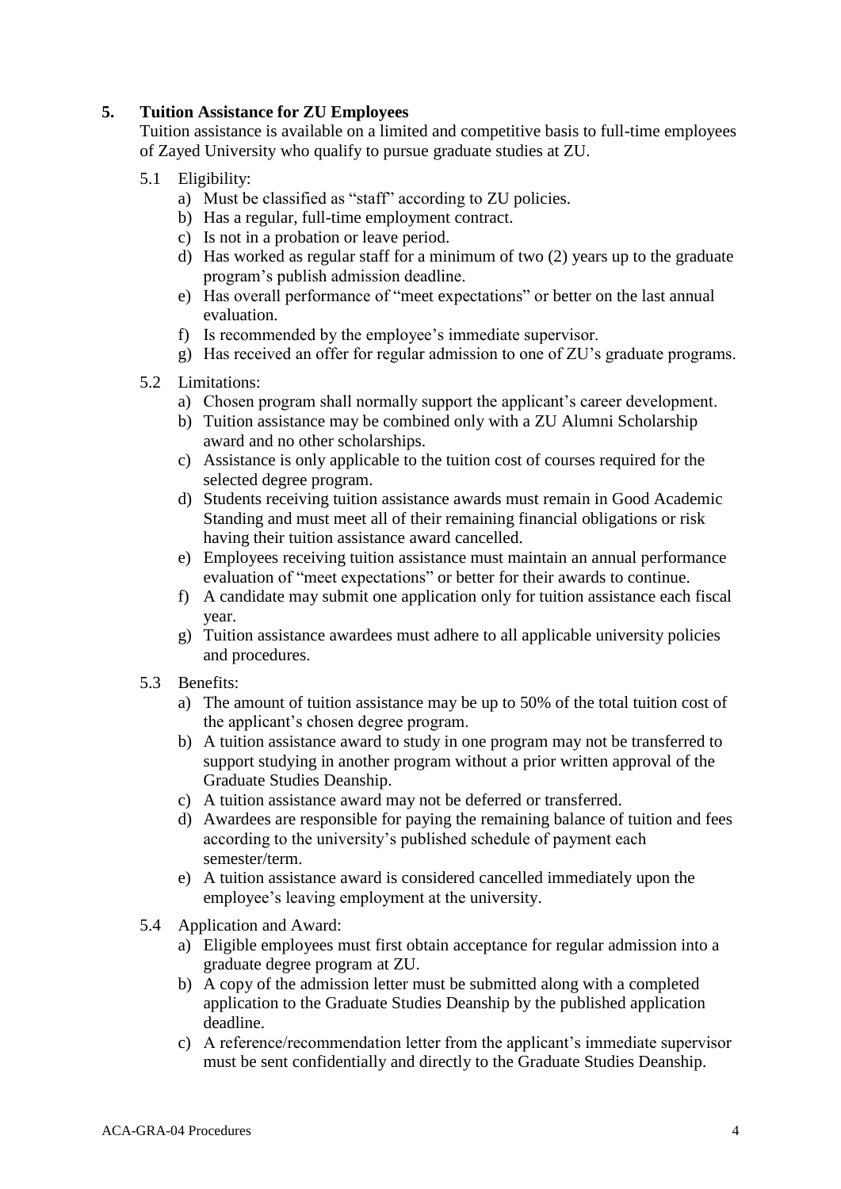## 5. Tuition Assistance for ZU Employees

Tuition assistance is available on a limited and competitive basis to full-time employees of Zayed University who qualify to pursue graduate studies at ZU.

5.1 Eligibility:

a) Must be classified as "staff" according to ZU policies.
b) Has a regular, full-time employment contract.
c) Is not in a probation or leave period.
d) Has worked as regular staff for a minimum of two (2) years up to the graduate program's publish admission deadline.
e) Has overall performance of "meet expectations" or better on the last annual evaluation.
f) Is recommended by the employee's immediate supervisor.
g) Has received an offer for regular admission to one of ZU's graduate programs.

5.2 Limitations:

a) Chosen program shall normally support the applicant's career development.
b) Tuition assistance may be combined only with a ZU Alumni Scholarship award and no other scholarships.
c) Assistance is only applicable to the tuition cost of courses required for the selected degree program.
d) Students receiving tuition assistance awards must remain in Good Academic Standing and must meet all of their remaining financial obligations or risk having their tuition assistance award cancelled.
e) Employees receiving tuition assistance must maintain an annual performance evaluation of "meet expectations" or better for their awards to continue.
f) A candidate may submit one application only for tuition assistance each fiscal year.
g) Tuition assistance awardees must adhere to all applicable university policies and procedures.

5.3 Benefits:

a) The amount of tuition assistance may be up to 50% of the total tuition cost of the applicant's chosen degree program.
b) A tuition assistance award to study in one program may not be transferred to support studying in another program without a prior written approval of the Graduate Studies Deanship.
c) A tuition assistance award may not be deferred or transferred.
d) Awardees are responsible for paying the remaining balance of tuition and fees according to the university's published schedule of payment each semester/term.
e) A tuition assistance award is considered cancelled immediately upon the employee's leaving employment at the university.

5.4 Application and Award:

a) Eligible employees must first obtain acceptance for regular admission into a graduate degree program at ZU.
b) A copy of the admission letter must be submitted along with a completed application to the Graduate Studies Deanship by the published application deadline.
c) A reference/recommendation letter from the applicant's immediate supervisor must be sent confidentially and directly to the Graduate Studies Deanship.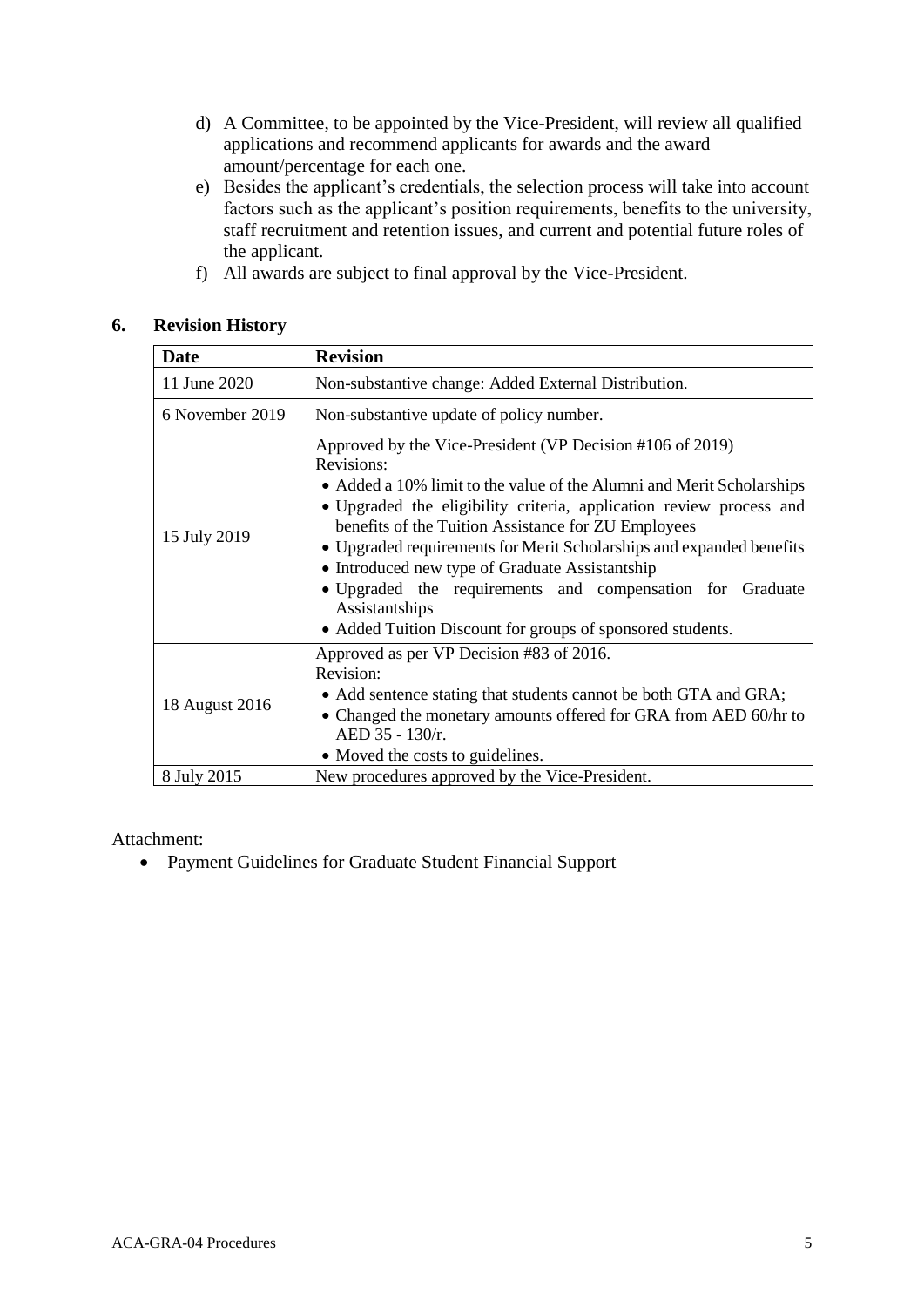d) A Committee, to be appointed by the Vice-President, will review all qualified applications and recommend applicants for awards and the award amount/percentage for each one.

e) Besides the applicant's credentials, the selection process will take into account factors such as the applicant's position requirements, benefits to the university, staff recruitment and retention issues, and current and potential future roles of the applicant.

f) All awards are subject to final approval by the Vice-President.

## 6. Revision History

| Date | Revision |
|---|---|
| 11 June 2020 | Non-substantive change: Added External Distribution. |
| 6 November 2019 | Non-substantive update of policy number. |
| 15 July 2019 | Approved by the Vice-President (VP Decision #106 of 2019)<br>Revisions:<br>• Added a 10% limit to the value of the Alumni and Merit Scholarships<br>• Upgraded the eligibility criteria, application review process and benefits of the Tuition Assistance for ZU Employees<br>• Upgraded requirements for Merit Scholarships and expanded benefits<br>• Introduced new type of Graduate Assistantship<br>• Upgraded the requirements and compensation for Graduate Assistantships<br>• Added Tuition Discount for groups of sponsored students. |
| 18 August 2016 | Approved as per VP Decision #83 of 2016.<br>Revision:<br>• Add sentence stating that students cannot be both GTA and GRA;<br>• Changed the monetary amounts offered for GRA from AED 60/hr to AED 35 - 130/r.<br>• Moved the costs to guidelines. |
| 8 July 2015 | New procedures approved by the Vice-President. |

Attachment:

- Payment Guidelines for Graduate Student Financial Support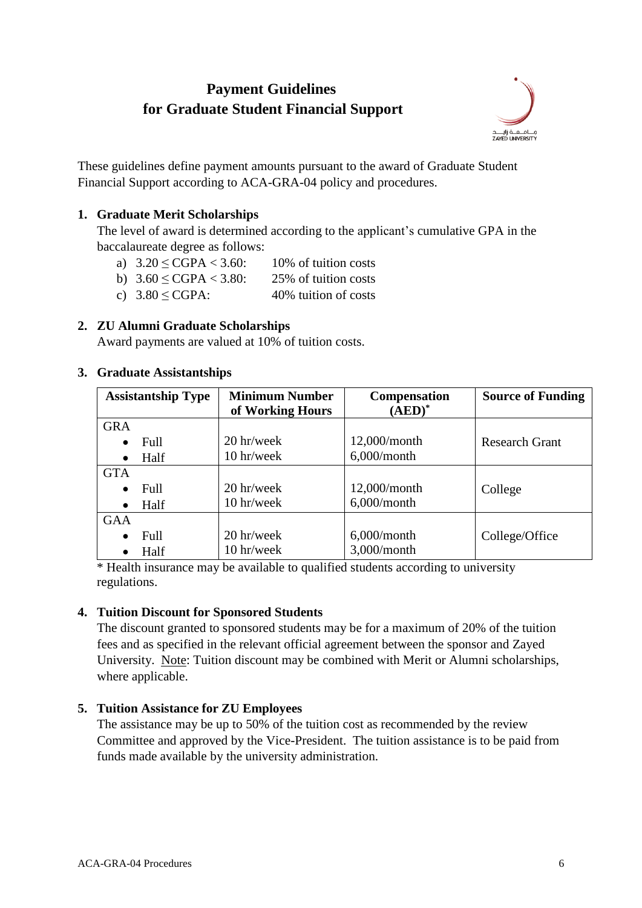# Payment Guidelines for Graduate Student Financial Support

These guidelines define payment amounts pursuant to the award of Graduate Student Financial Support according to ACA-GRA-04 policy and procedures.

## 1. Graduate Merit Scholarships

The level of award is determined according to the applicant's cumulative GPA in the baccalaureate degree as follows:

a) $3.20 \leq$ CGPA $< 3.60$: 10% of tuition costs
b) $3.60 \leq$ CGPA $< 3.80$: 25% of tuition costs
c) $3.80 \leq$ CGPA: 40% tuition of costs

## 2. ZU Alumni Graduate Scholarships

Award payments are valued at 10% of tuition costs.

## 3. Graduate Assistantships

| Assistantship Type | Minimum Number of Working Hours | Compensation (AED)* | Source of Funding |
|---|---|---|---|
| GRA | | | |
| • Full | 20 hr/week | 12,000/month | Research Grant |
| • Half | 10 hr/week | 6,000/month | |
| GTA | | | |
| • Full | 20 hr/week | 12,000/month | College |
| • Half | 10 hr/week | 6,000/month | |
| GAA | | | |
| • Full | 20 hr/week | 6,000/month | College/Office |
| • Half | 10 hr/week | 3,000/month | |

* Health insurance may be available to qualified students according to university regulations.

## 4. Tuition Discount for Sponsored Students

The discount granted to sponsored students may be for a maximum of 20% of the tuition fees and as specified in the relevant official agreement between the sponsor and Zayed University. Note: Tuition discount may be combined with Merit or Alumni scholarships, where applicable.

## 5. Tuition Assistance for ZU Employees

The assistance may be up to 50% of the tuition cost as recommended by the review Committee and approved by the Vice-President. The tuition assistance is to be paid from funds made available by the university administration.